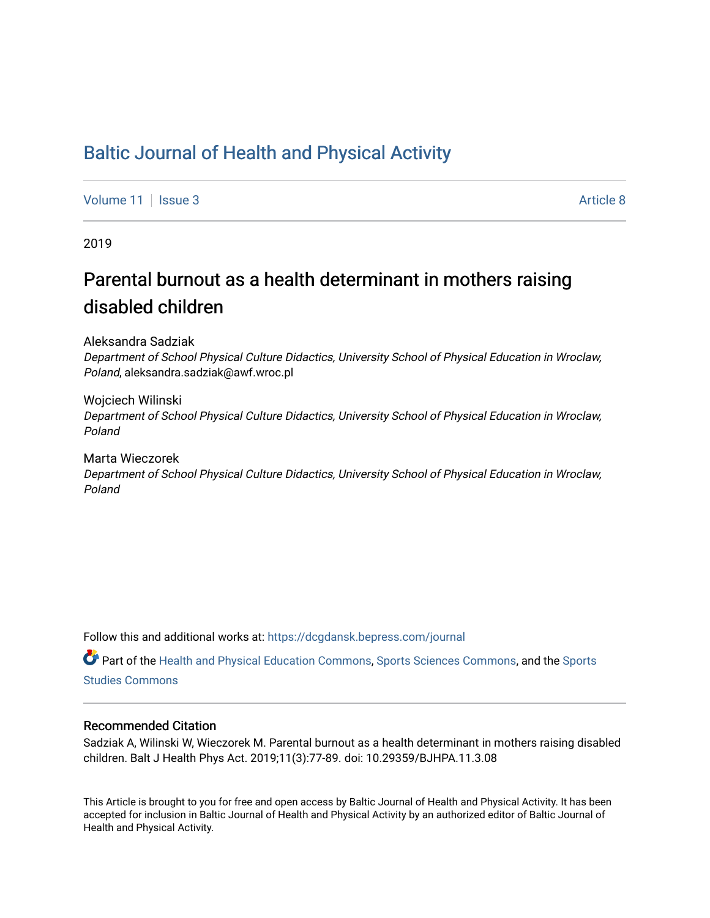# Baltic Journal of Health and Physical Activity

Volume 11 | Issue 3 | Article 8

2019

## Parental burnout as a health determinant in mothers raising disabled children

Aleksandra Sadziak
*Department of School Physical Culture Didactics, University School of Physical Education in Wroclaw, Poland*, aleksandra.sadziak@awf.wroc.pl

Wojciech Wilinski
*Department of School Physical Culture Didactics, University School of Physical Education in Wroclaw, Poland*

Marta Wieczorek
*Department of School Physical Culture Didactics, University School of Physical Education in Wroclaw, Poland*

Follow this and additional works at: https://dcgdansk.bepress.com/journal

Part of the Health and Physical Education Commons, Sports Sciences Commons, and the Sports Studies Commons

### Recommended Citation

Sadziak A, Wilinski W, Wieczorek M. Parental burnout as a health determinant in mothers raising disabled children. Balt J Health Phys Act. 2019;11(3):77-89. doi: 10.29359/BJHPA.11.3.08

This Article is brought to you for free and open access by Baltic Journal of Health and Physical Activity. It has been accepted for inclusion in Baltic Journal of Health and Physical Activity by an authorized editor of Baltic Journal of Health and Physical Activity.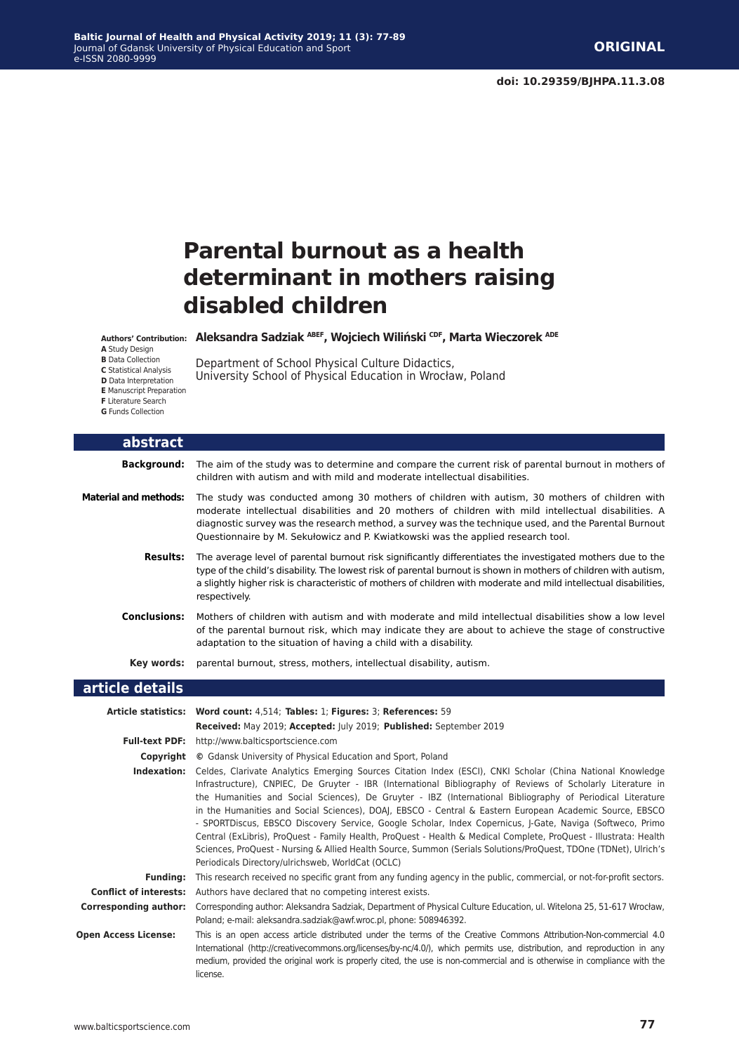**ORIGINAL**

**doi: 10.29359/BJHPA.11.3.08**

# Parental burnout as a health determinant in mothers raising disabled children

**Authors' Contribution:**
**A** Study Design
**B** Data Collection
**C** Statistical Analysis
**D** Data Interpretation
**E** Manuscript Preparation
**F** Literature Search
**G** Funds Collection

**Aleksandra Sadziak** [ABEF], **Wojciech Wiliński** [CDF], **Marta Wieczorek** [ADE]

Department of School Physical Culture Didactics,
University School of Physical Education in Wrocław, Poland

## abstract

**Background:** The aim of the study was to determine and compare the current risk of parental burnout in mothers of children with autism and with mild and moderate intellectual disabilities.

**Material and methods:** The study was conducted among 30 mothers of children with autism, 30 mothers of children with moderate intellectual disabilities and 20 mothers of children with mild intellectual disabilities. A diagnostic survey was the research method, a survey was the technique used, and the Parental Burnout Questionnaire by M. Sekułowicz and P. Kwiatkowski was the applied research tool.

**Results:** The average level of parental burnout risk significantly differentiates the investigated mothers due to the type of the child's disability. The lowest risk of parental burnout is shown in mothers of children with autism, a slightly higher risk is characteristic of mothers of children with moderate and mild intellectual disabilities, respectively.

**Conclusions:** Mothers of children with autism and with moderate and mild intellectual disabilities show a low level of the parental burnout risk, which may indicate they are about to achieve the stage of constructive adaptation to the situation of having a child with a disability.

**Key words:** parental burnout, stress, mothers, intellectual disability, autism.

## article details

**Article statistics:** **Word count:** 4,514; **Tables:** 1; **Figures:** 3; **References:** 59

**Received:** May 2019; **Accepted:** July 2019; **Published:** September 2019

**Full-text PDF:** http://www.balticsportscience.com

**Copyright** © Gdansk University of Physical Education and Sport, Poland

**Indexation:** Celdes, Clarivate Analytics Emerging Sources Citation Index (ESCI), CNKI Scholar (China National Knowledge Infrastructure), CNPIEC, De Gruyter - IBR (International Bibliography of Reviews of Scholarly Literature in the Humanities and Social Sciences), De Gruyter - IBZ (International Bibliography of Periodical Literature in the Humanities and Social Sciences), DOAJ, EBSCO - Central & Eastern European Academic Source, EBSCO - SPORTDiscus, EBSCO Discovery Service, Google Scholar, Index Copernicus, J-Gate, Naviga (Softweco, Primo Central (ExLibris), ProQuest - Family Health, ProQuest - Health & Medical Complete, ProQuest - Illustrata: Health Sciences, ProQuest - Nursing & Allied Health Source, Summon (Serials Solutions/ProQuest, TDOne (TDNet), Ulrich's Periodicals Directory/ulrichsweb, WorldCat (OCLC)

**Funding:** This research received no specific grant from any funding agency in the public, commercial, or not-for-profit sectors.

**Conflict of interests:** Authors have declared that no competing interest exists.

**Corresponding author:** Corresponding author: Aleksandra Sadziak, Department of Physical Culture Education, ul. Witelona 25, 51-617 Wrocław, Poland; e-mail: aleksandra.sadziak@awf.wroc.pl, phone: 508946392.

**Open Access License:** This is an open access article distributed under the terms of the Creative Commons Attribution-Non-commercial 4.0 International (http://creativecommons.org/licenses/by-nc/4.0/), which permits use, distribution, and reproduction in any medium, provided the original work is properly cited, the use is non-commercial and is otherwise in compliance with the license.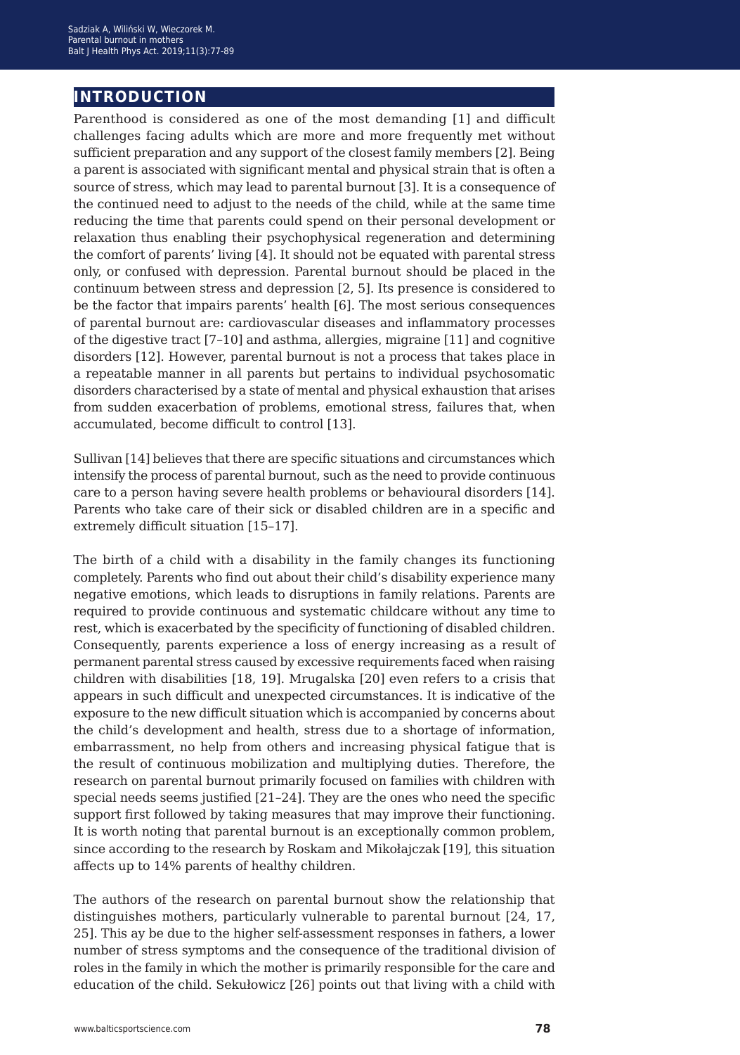## INTRODUCTION

Parenthood is considered as one of the most demanding [1] and difficult challenges facing adults which are more and more frequently met without sufficient preparation and any support of the closest family members [2]. Being a parent is associated with significant mental and physical strain that is often a source of stress, which may lead to parental burnout [3]. It is a consequence of the continued need to adjust to the needs of the child, while at the same time reducing the time that parents could spend on their personal development or relaxation thus enabling their psychophysical regeneration and determining the comfort of parents' living [4]. It should not be equated with parental stress only, or confused with depression. Parental burnout should be placed in the continuum between stress and depression [2, 5]. Its presence is considered to be the factor that impairs parents' health [6]. The most serious consequences of parental burnout are: cardiovascular diseases and inflammatory processes of the digestive tract [7–10] and asthma, allergies, migraine [11] and cognitive disorders [12]. However, parental burnout is not a process that takes place in a repeatable manner in all parents but pertains to individual psychosomatic disorders characterised by a state of mental and physical exhaustion that arises from sudden exacerbation of problems, emotional stress, failures that, when accumulated, become difficult to control [13].

Sullivan [14] believes that there are specific situations and circumstances which intensify the process of parental burnout, such as the need to provide continuous care to a person having severe health problems or behavioural disorders [14]. Parents who take care of their sick or disabled children are in a specific and extremely difficult situation [15–17].

The birth of a child with a disability in the family changes its functioning completely. Parents who find out about their child's disability experience many negative emotions, which leads to disruptions in family relations. Parents are required to provide continuous and systematic childcare without any time to rest, which is exacerbated by the specificity of functioning of disabled children. Consequently, parents experience a loss of energy increasing as a result of permanent parental stress caused by excessive requirements faced when raising children with disabilities [18, 19]. Mrugalska [20] even refers to a crisis that appears in such difficult and unexpected circumstances. It is indicative of the exposure to the new difficult situation which is accompanied by concerns about the child's development and health, stress due to a shortage of information, embarrassment, no help from others and increasing physical fatigue that is the result of continuous mobilization and multiplying duties. Therefore, the research on parental burnout primarily focused on families with children with special needs seems justified [21–24]. They are the ones who need the specific support first followed by taking measures that may improve their functioning. It is worth noting that parental burnout is an exceptionally common problem, since according to the research by Roskam and Mikołajczak [19], this situation affects up to 14% parents of healthy children.

The authors of the research on parental burnout show the relationship that distinguishes mothers, particularly vulnerable to parental burnout [24, 17, 25]. This ay be due to the higher self-assessment responses in fathers, a lower number of stress symptoms and the consequence of the traditional division of roles in the family in which the mother is primarily responsible for the care and education of the child. Sekułowicz [26] points out that living with a child with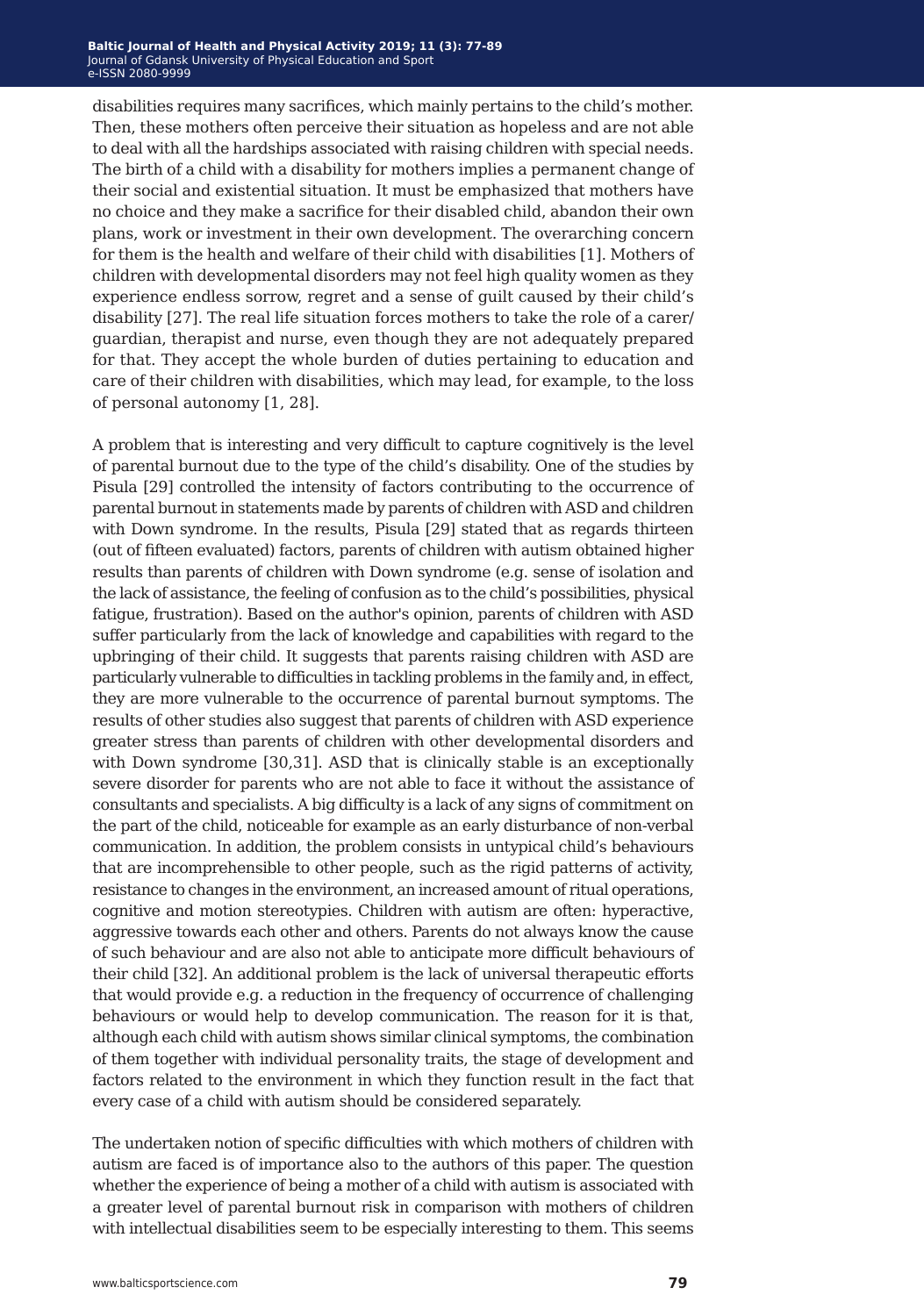disabilities requires many sacrifices, which mainly pertains to the child's mother. Then, these mothers often perceive their situation as hopeless and are not able to deal with all the hardships associated with raising children with special needs. The birth of a child with a disability for mothers implies a permanent change of their social and existential situation. It must be emphasized that mothers have no choice and they make a sacrifice for their disabled child, abandon their own plans, work or investment in their own development. The overarching concern for them is the health and welfare of their child with disabilities [1]. Mothers of children with developmental disorders may not feel high quality women as they experience endless sorrow, regret and a sense of guilt caused by their child's disability [27]. The real life situation forces mothers to take the role of a carer/guardian, therapist and nurse, even though they are not adequately prepared for that. They accept the whole burden of duties pertaining to education and care of their children with disabilities, which may lead, for example, to the loss of personal autonomy [1, 28].

A problem that is interesting and very difficult to capture cognitively is the level of parental burnout due to the type of the child's disability. One of the studies by Pisula [29] controlled the intensity of factors contributing to the occurrence of parental burnout in statements made by parents of children with ASD and children with Down syndrome. In the results, Pisula [29] stated that as regards thirteen (out of fifteen evaluated) factors, parents of children with autism obtained higher results than parents of children with Down syndrome (e.g. sense of isolation and the lack of assistance, the feeling of confusion as to the child's possibilities, physical fatigue, frustration). Based on the author's opinion, parents of children with ASD suffer particularly from the lack of knowledge and capabilities with regard to the upbringing of their child. It suggests that parents raising children with ASD are particularly vulnerable to difficulties in tackling problems in the family and, in effect, they are more vulnerable to the occurrence of parental burnout symptoms. The results of other studies also suggest that parents of children with ASD experience greater stress than parents of children with other developmental disorders and with Down syndrome [30,31]. ASD that is clinically stable is an exceptionally severe disorder for parents who are not able to face it without the assistance of consultants and specialists. A big difficulty is a lack of any signs of commitment on the part of the child, noticeable for example as an early disturbance of non-verbal communication. In addition, the problem consists in untypical child's behaviours that are incomprehensible to other people, such as the rigid patterns of activity, resistance to changes in the environment, an increased amount of ritual operations, cognitive and motion stereotypies. Children with autism are often: hyperactive, aggressive towards each other and others. Parents do not always know the cause of such behaviour and are also not able to anticipate more difficult behaviours of their child [32]. An additional problem is the lack of universal therapeutic efforts that would provide e.g. a reduction in the frequency of occurrence of challenging behaviours or would help to develop communication. The reason for it is that, although each child with autism shows similar clinical symptoms, the combination of them together with individual personality traits, the stage of development and factors related to the environment in which they function result in the fact that every case of a child with autism should be considered separately.

The undertaken notion of specific difficulties with which mothers of children with autism are faced is of importance also to the authors of this paper. The question whether the experience of being a mother of a child with autism is associated with a greater level of parental burnout risk in comparison with mothers of children with intellectual disabilities seem to be especially interesting to them. This seems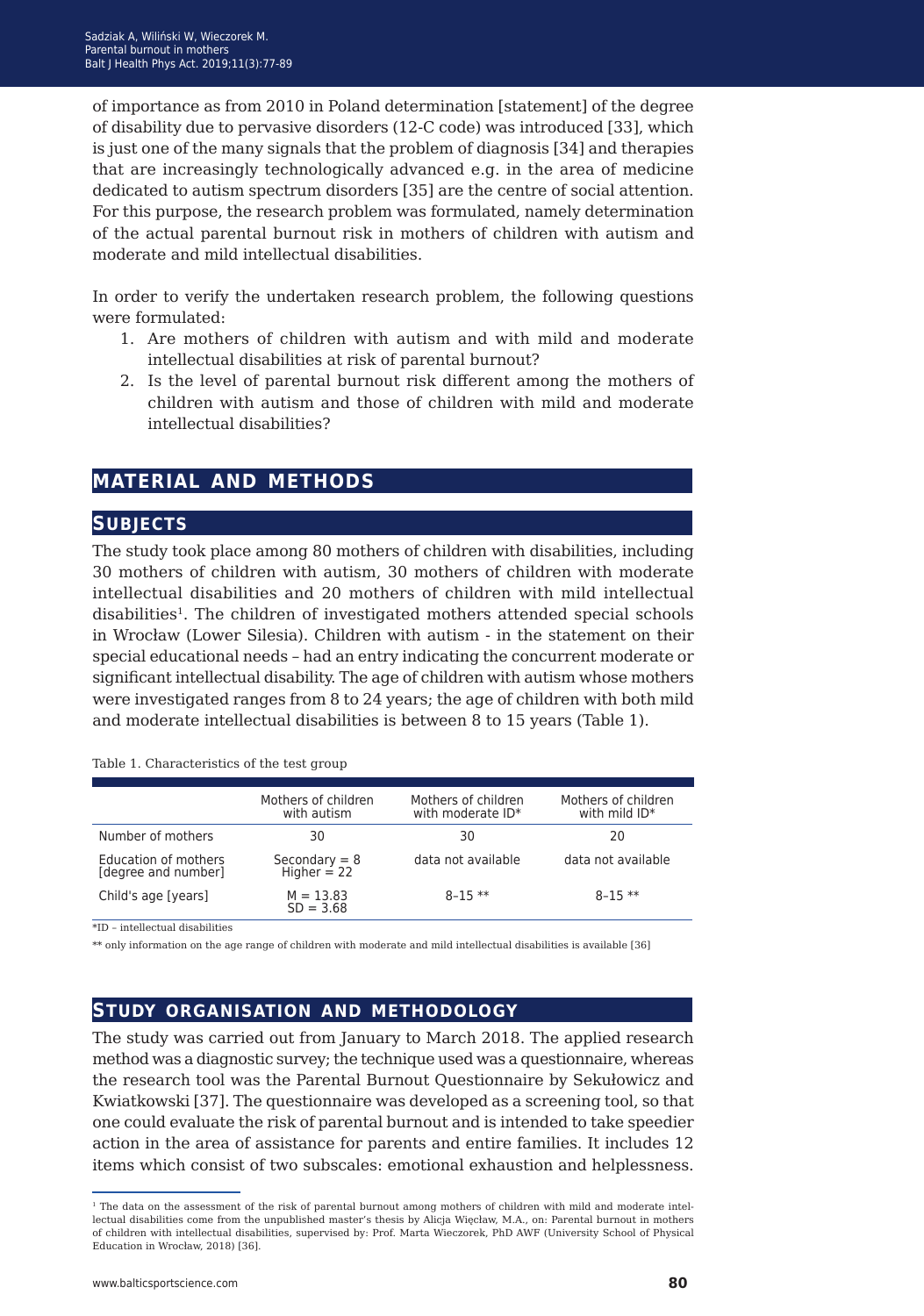of importance as from 2010 in Poland determination [statement] of the degree of disability due to pervasive disorders (12-C code) was introduced [33], which is just one of the many signals that the problem of diagnosis [34] and therapies that are increasingly technologically advanced e.g. in the area of medicine dedicated to autism spectrum disorders [35] are the centre of social attention. For this purpose, the research problem was formulated, namely determination of the actual parental burnout risk in mothers of children with autism and moderate and mild intellectual disabilities.

In order to verify the undertaken research problem, the following questions were formulated:

1. Are mothers of children with autism and with mild and moderate intellectual disabilities at risk of parental burnout?
2. Is the level of parental burnout risk different among the mothers of children with autism and those of children with mild and moderate intellectual disabilities?

# MATERIAL AND METHODS

## Subjects

The study took place among 80 mothers of children with disabilities, including 30 mothers of children with autism, 30 mothers of children with moderate intellectual disabilities and 20 mothers of children with mild intellectual disabilities[1]. The children of investigated mothers attended special schools in Wrocław (Lower Silesia). Children with autism - in the statement on their special educational needs – had an entry indicating the concurrent moderate or significant intellectual disability. The age of children with autism whose mothers were investigated ranges from 8 to 24 years; the age of children with both mild and moderate intellectual disabilities is between 8 to 15 years (Table 1).

Table 1. Characteristics of the test group

| | Mothers of children with autism | Mothers of children with moderate ID* | Mothers of children with mild ID* |
|---|---|---|---|
| Number of mothers | 30 | 30 | 20 |
| Education of mothers [degree and number] | Secondary = 8<br>Higher = 22 | data not available | data not available |
| Child's age [years] | M = 13.83<br>SD = 3.68 | 8–15 ** | 8–15 ** |

*ID – intellectual disabilities

** only information on the age range of children with moderate and mild intellectual disabilities is available [36]

## Study organisation and methodology

The study was carried out from January to March 2018. The applied research method was a diagnostic survey; the technique used was a questionnaire, whereas the research tool was the Parental Burnout Questionnaire by Sekułowicz and Kwiatkowski [37]. The questionnaire was developed as a screening tool, so that one could evaluate the risk of parental burnout and is intended to take speedier action in the area of assistance for parents and entire families. It includes 12 items which consist of two subscales: emotional exhaustion and helplessness.

[1] The data on the assessment of the risk of parental burnout among mothers of children with mild and moderate intellectual disabilities come from the unpublished master's thesis by Alicja Więcław, M.A., on: Parental burnout in mothers of children with intellectual disabilities, supervised by: Prof. Marta Wieczorek, PhD AWF (University School of Physical Education in Wrocław, 2018) [36].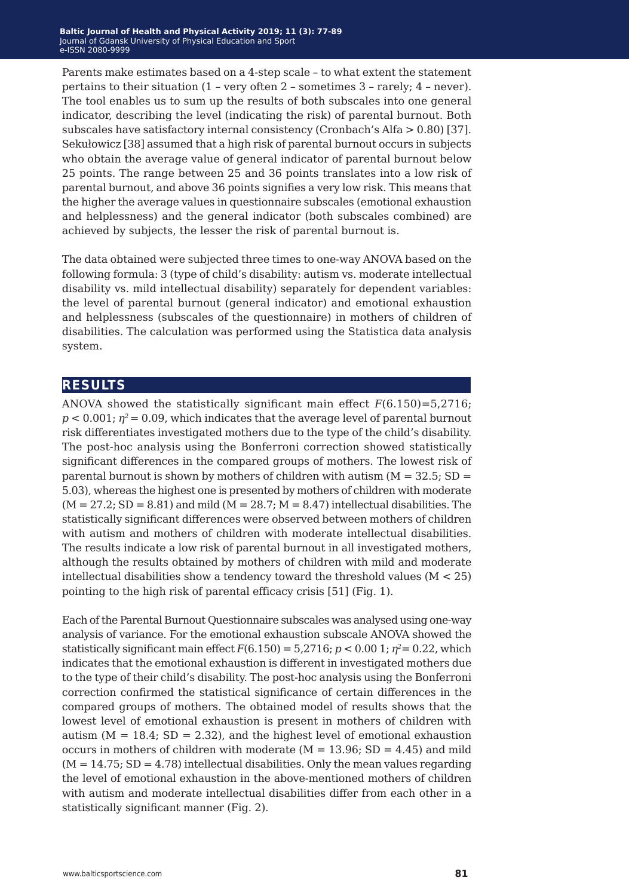Parents make estimates based on a 4-step scale – to what extent the statement pertains to their situation (1 – very often 2 – sometimes 3 – rarely; 4 – never). The tool enables us to sum up the results of both subscales into one general indicator, describing the level (indicating the risk) of parental burnout. Both subscales have satisfactory internal consistency (Cronbach's Alfa > 0.80) [37]. Sekułowicz [38] assumed that a high risk of parental burnout occurs in subjects who obtain the average value of general indicator of parental burnout below 25 points. The range between 25 and 36 points translates into a low risk of parental burnout, and above 36 points signifies a very low risk. This means that the higher the average values in questionnaire subscales (emotional exhaustion and helplessness) and the general indicator (both subscales combined) are achieved by subjects, the lesser the risk of parental burnout is.

The data obtained were subjected three times to one-way ANOVA based on the following formula: 3 (type of child's disability: autism vs. moderate intellectual disability vs. mild intellectual disability) separately for dependent variables: the level of parental burnout (general indicator) and emotional exhaustion and helplessness (subscales of the questionnaire) in mothers of children of disabilities. The calculation was performed using the Statistica data analysis system.

## RESULTS

ANOVA showed the statistically significant main effect $F(6.150)=5{,}2716$; $p < 0.001$; $\eta^2 = 0.09$, which indicates that the average level of parental burnout risk differentiates investigated mothers due to the type of the child's disability. The post-hoc analysis using the Bonferroni correction showed statistically significant differences in the compared groups of mothers. The lowest risk of parental burnout is shown by mothers of children with autism (M = 32.5; SD = 5.03), whereas the highest one is presented by mothers of children with moderate (M = 27.2; SD = 8.81) and mild (M = 28.7; M = 8.47) intellectual disabilities. The statistically significant differences were observed between mothers of children with autism and mothers of children with moderate intellectual disabilities. The results indicate a low risk of parental burnout in all investigated mothers, although the results obtained by mothers of children with mild and moderate intellectual disabilities show a tendency toward the threshold values (M < 25) pointing to the high risk of parental efficacy crisis [51] (Fig. 1).

Each of the Parental Burnout Questionnaire subscales was analysed using one-way analysis of variance. For the emotional exhaustion subscale ANOVA showed the statistically significant main effect $F(6.150) = 5{,}2716$; $p < 0.00\ 1$; $\eta^2 = 0.22$, which indicates that the emotional exhaustion is different in investigated mothers due to the type of their child's disability. The post-hoc analysis using the Bonferroni correction confirmed the statistical significance of certain differences in the compared groups of mothers. The obtained model of results shows that the lowest level of emotional exhaustion is present in mothers of children with autism (M = 18.4; SD = 2.32), and the highest level of emotional exhaustion occurs in mothers of children with moderate (M = 13.96; SD = 4.45) and mild (M = 14.75; SD = 4.78) intellectual disabilities. Only the mean values regarding the level of emotional exhaustion in the above-mentioned mothers of children with autism and moderate intellectual disabilities differ from each other in a statistically significant manner (Fig. 2).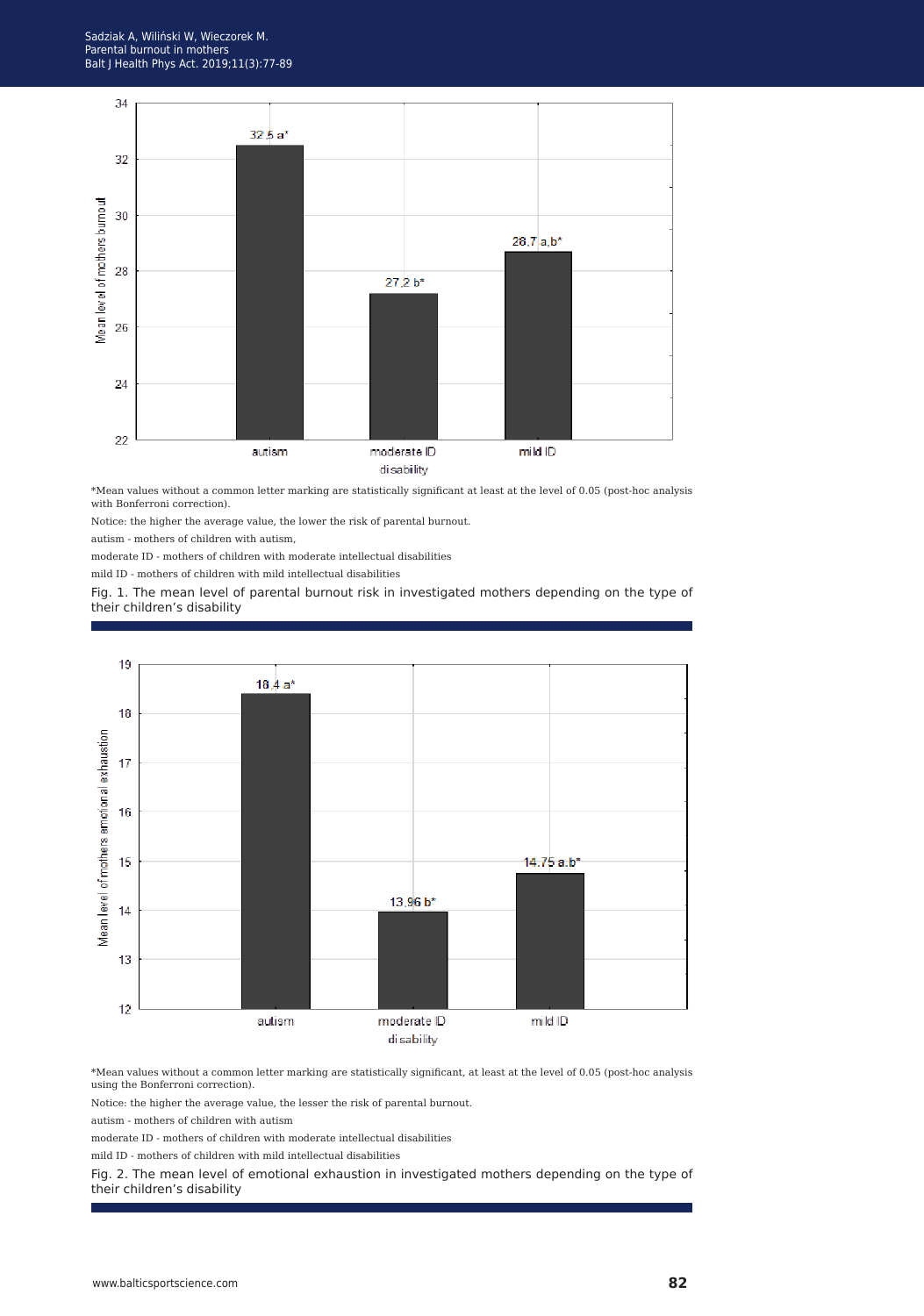\*Mean values without a common letter marking are statistically significant at least at the level of 0.05 (post-hoc analysis with Bonferroni correction).

Notice: the higher the average value, the lower the risk of parental burnout.

autism - mothers of children with autism,

moderate ID - mothers of children with moderate intellectual disabilities

mild ID - mothers of children with mild intellectual disabilities

Fig. 1. The mean level of parental burnout risk in investigated mothers depending on the type of their children's disability

\*Mean values without a common letter marking are statistically significant, at least at the level of 0.05 (post-hoc analysis using the Bonferroni correction).

Notice: the higher the average value, the lesser the risk of parental burnout.

autism - mothers of children with autism

moderate ID - mothers of children with moderate intellectual disabilities

mild ID - mothers of children with mild intellectual disabilities

Fig. 2. The mean level of emotional exhaustion in investigated mothers depending on the type of their children's disability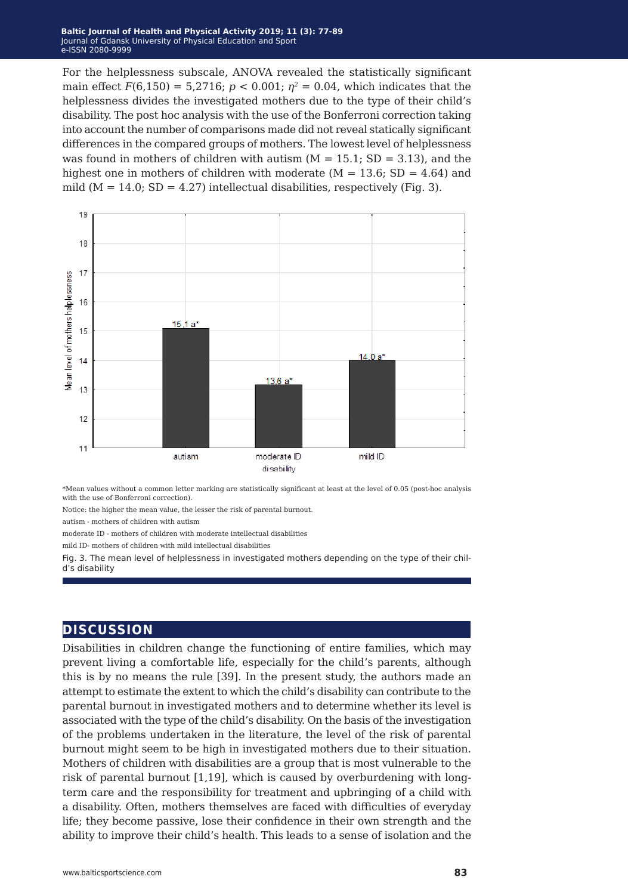For the helplessness subscale, ANOVA revealed the statistically significant main effect $F(6,150) = 5{,}2716$; $p < 0.001$; $\eta^2 = 0.04$, which indicates that the helplessness divides the investigated mothers due to the type of their child's disability. The post hoc analysis with the use of the Bonferroni correction taking into account the number of comparisons made did not reveal statically significant differences in the compared groups of mothers. The lowest level of helplessness was found in mothers of children with autism (M = 15.1; SD = 3.13), and the highest one in mothers of children with moderate (M = 13.6; SD = 4.64) and mild (M = 14.0; SD = 4.27) intellectual disabilities, respectively (Fig. 3).

*Mean values without a common letter marking are statistically significant at least at the level of 0.05 (post-hoc analysis with the use of Bonferroni correction).

Notice: the higher the mean value, the lesser the risk of parental burnout.

autism - mothers of children with autism

moderate ID - mothers of children with moderate intellectual disabilities

mild ID- mothers of children with mild intellectual disabilities

Fig. 3. The mean level of helplessness in investigated mothers depending on the type of their child's disability

## DISCUSSION

Disabilities in children change the functioning of entire families, which may prevent living a comfortable life, especially for the child's parents, although this is by no means the rule [39]. In the present study, the authors made an attempt to estimate the extent to which the child's disability can contribute to the parental burnout in investigated mothers and to determine whether its level is associated with the type of the child's disability. On the basis of the investigation of the problems undertaken in the literature, the level of the risk of parental burnout might seem to be high in investigated mothers due to their situation. Mothers of children with disabilities are a group that is most vulnerable to the risk of parental burnout [1,19], which is caused by overburdening with long-term care and the responsibility for treatment and upbringing of a child with a disability. Often, mothers themselves are faced with difficulties of everyday life; they become passive, lose their confidence in their own strength and the ability to improve their child's health. This leads to a sense of isolation and the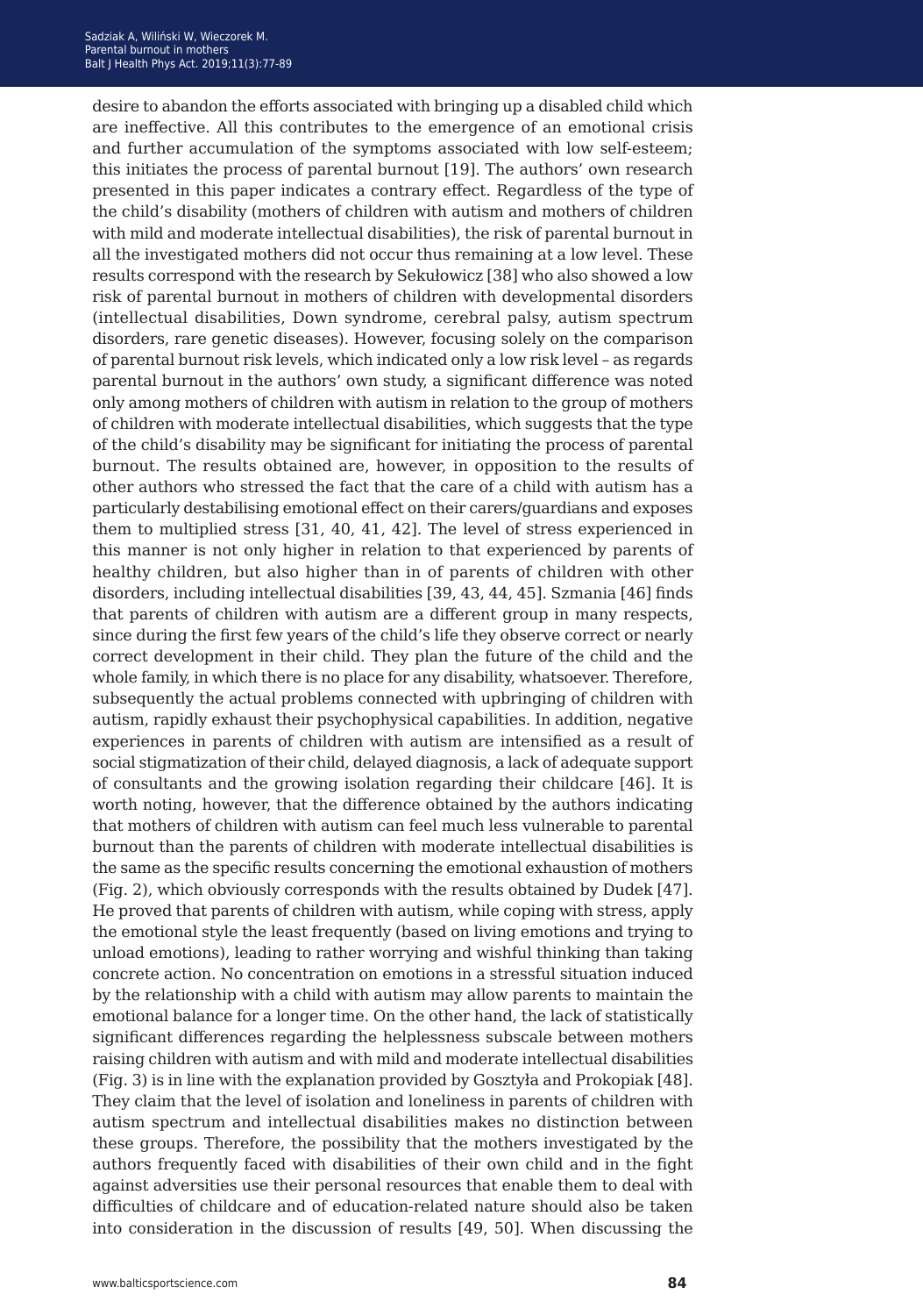desire to abandon the efforts associated with bringing up a disabled child which are ineffective. All this contributes to the emergence of an emotional crisis and further accumulation of the symptoms associated with low self-esteem; this initiates the process of parental burnout [19]. The authors' own research presented in this paper indicates a contrary effect. Regardless of the type of the child's disability (mothers of children with autism and mothers of children with mild and moderate intellectual disabilities), the risk of parental burnout in all the investigated mothers did not occur thus remaining at a low level. These results correspond with the research by Sekułowicz [38] who also showed a low risk of parental burnout in mothers of children with developmental disorders (intellectual disabilities, Down syndrome, cerebral palsy, autism spectrum disorders, rare genetic diseases). However, focusing solely on the comparison of parental burnout risk levels, which indicated only a low risk level – as regards parental burnout in the authors' own study, a significant difference was noted only among mothers of children with autism in relation to the group of mothers of children with moderate intellectual disabilities, which suggests that the type of the child's disability may be significant for initiating the process of parental burnout. The results obtained are, however, in opposition to the results of other authors who stressed the fact that the care of a child with autism has a particularly destabilising emotional effect on their carers/guardians and exposes them to multiplied stress [31, 40, 41, 42]. The level of stress experienced in this manner is not only higher in relation to that experienced by parents of healthy children, but also higher than in of parents of children with other disorders, including intellectual disabilities [39, 43, 44, 45]. Szmania [46] finds that parents of children with autism are a different group in many respects, since during the first few years of the child's life they observe correct or nearly correct development in their child. They plan the future of the child and the whole family, in which there is no place for any disability, whatsoever. Therefore, subsequently the actual problems connected with upbringing of children with autism, rapidly exhaust their psychophysical capabilities. In addition, negative experiences in parents of children with autism are intensified as a result of social stigmatization of their child, delayed diagnosis, a lack of adequate support of consultants and the growing isolation regarding their childcare [46]. It is worth noting, however, that the difference obtained by the authors indicating that mothers of children with autism can feel much less vulnerable to parental burnout than the parents of children with moderate intellectual disabilities is the same as the specific results concerning the emotional exhaustion of mothers (Fig. 2), which obviously corresponds with the results obtained by Dudek [47]. He proved that parents of children with autism, while coping with stress, apply the emotional style the least frequently (based on living emotions and trying to unload emotions), leading to rather worrying and wishful thinking than taking concrete action. No concentration on emotions in a stressful situation induced by the relationship with a child with autism may allow parents to maintain the emotional balance for a longer time. On the other hand, the lack of statistically significant differences regarding the helplessness subscale between mothers raising children with autism and with mild and moderate intellectual disabilities (Fig. 3) is in line with the explanation provided by Gosztyła and Prokopiak [48]. They claim that the level of isolation and loneliness in parents of children with autism spectrum and intellectual disabilities makes no distinction between these groups. Therefore, the possibility that the mothers investigated by the authors frequently faced with disabilities of their own child and in the fight against adversities use their personal resources that enable them to deal with difficulties of childcare and of education-related nature should also be taken into consideration in the discussion of results [49, 50]. When discussing the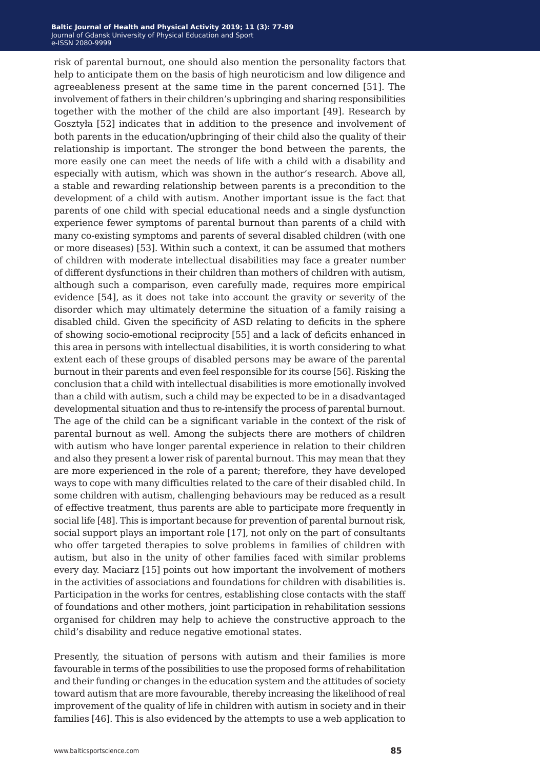risk of parental burnout, one should also mention the personality factors that help to anticipate them on the basis of high neuroticism and low diligence and agreeableness present at the same time in the parent concerned [51]. The involvement of fathers in their children's upbringing and sharing responsibilities together with the mother of the child are also important [49]. Research by Gosztyła [52] indicates that in addition to the presence and involvement of both parents in the education/upbringing of their child also the quality of their relationship is important. The stronger the bond between the parents, the more easily one can meet the needs of life with a child with a disability and especially with autism, which was shown in the author's research. Above all, a stable and rewarding relationship between parents is a precondition to the development of a child with autism. Another important issue is the fact that parents of one child with special educational needs and a single dysfunction experience fewer symptoms of parental burnout than parents of a child with many co-existing symptoms and parents of several disabled children (with one or more diseases) [53]. Within such a context, it can be assumed that mothers of children with moderate intellectual disabilities may face a greater number of different dysfunctions in their children than mothers of children with autism, although such a comparison, even carefully made, requires more empirical evidence [54], as it does not take into account the gravity or severity of the disorder which may ultimately determine the situation of a family raising a disabled child. Given the specificity of ASD relating to deficits in the sphere of showing socio-emotional reciprocity [55] and a lack of deficits enhanced in this area in persons with intellectual disabilities, it is worth considering to what extent each of these groups of disabled persons may be aware of the parental burnout in their parents and even feel responsible for its course [56]. Risking the conclusion that a child with intellectual disabilities is more emotionally involved than a child with autism, such a child may be expected to be in a disadvantaged developmental situation and thus to re-intensify the process of parental burnout. The age of the child can be a significant variable in the context of the risk of parental burnout as well. Among the subjects there are mothers of children with autism who have longer parental experience in relation to their children and also they present a lower risk of parental burnout. This may mean that they are more experienced in the role of a parent; therefore, they have developed ways to cope with many difficulties related to the care of their disabled child. In some children with autism, challenging behaviours may be reduced as a result of effective treatment, thus parents are able to participate more frequently in social life [48]. This is important because for prevention of parental burnout risk, social support plays an important role [17], not only on the part of consultants who offer targeted therapies to solve problems in families of children with autism, but also in the unity of other families faced with similar problems every day. Maciarz [15] points out how important the involvement of mothers in the activities of associations and foundations for children with disabilities is. Participation in the works for centres, establishing close contacts with the staff of foundations and other mothers, joint participation in rehabilitation sessions organised for children may help to achieve the constructive approach to the child's disability and reduce negative emotional states.

Presently, the situation of persons with autism and their families is more favourable in terms of the possibilities to use the proposed forms of rehabilitation and their funding or changes in the education system and the attitudes of society toward autism that are more favourable, thereby increasing the likelihood of real improvement of the quality of life in children with autism in society and in their families [46]. This is also evidenced by the attempts to use a web application to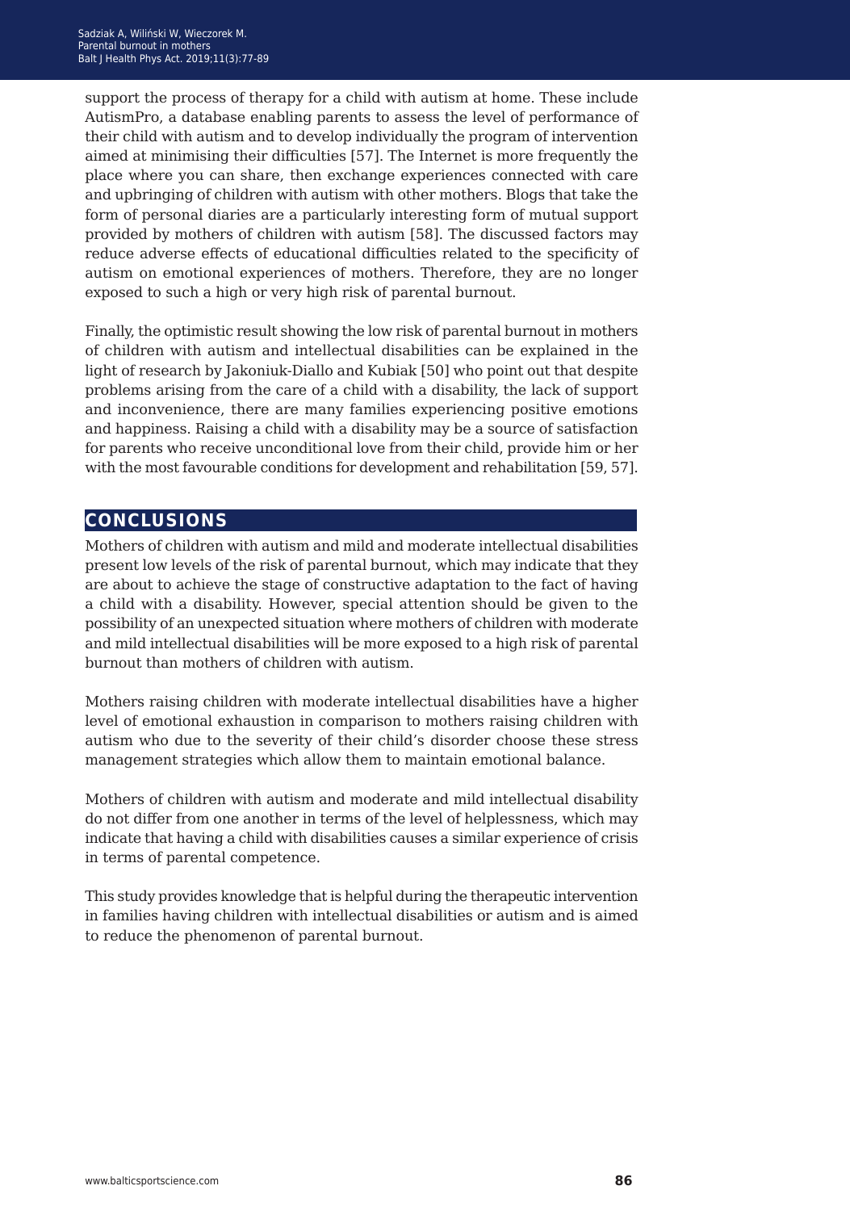support the process of therapy for a child with autism at home. These include AutismPro, a database enabling parents to assess the level of performance of their child with autism and to develop individually the program of intervention aimed at minimising their difficulties [57]. The Internet is more frequently the place where you can share, then exchange experiences connected with care and upbringing of children with autism with other mothers. Blogs that take the form of personal diaries are a particularly interesting form of mutual support provided by mothers of children with autism [58]. The discussed factors may reduce adverse effects of educational difficulties related to the specificity of autism on emotional experiences of mothers. Therefore, they are no longer exposed to such a high or very high risk of parental burnout.

Finally, the optimistic result showing the low risk of parental burnout in mothers of children with autism and intellectual disabilities can be explained in the light of research by Jakoniuk-Diallo and Kubiak [50] who point out that despite problems arising from the care of a child with a disability, the lack of support and inconvenience, there are many families experiencing positive emotions and happiness. Raising a child with a disability may be a source of satisfaction for parents who receive unconditional love from their child, provide him or her with the most favourable conditions for development and rehabilitation [59, 57].

## CONCLUSIONS

Mothers of children with autism and mild and moderate intellectual disabilities present low levels of the risk of parental burnout, which may indicate that they are about to achieve the stage of constructive adaptation to the fact of having a child with a disability. However, special attention should be given to the possibility of an unexpected situation where mothers of children with moderate and mild intellectual disabilities will be more exposed to a high risk of parental burnout than mothers of children with autism.

Mothers raising children with moderate intellectual disabilities have a higher level of emotional exhaustion in comparison to mothers raising children with autism who due to the severity of their child's disorder choose these stress management strategies which allow them to maintain emotional balance.

Mothers of children with autism and moderate and mild intellectual disability do not differ from one another in terms of the level of helplessness, which may indicate that having a child with disabilities causes a similar experience of crisis in terms of parental competence.

This study provides knowledge that is helpful during the therapeutic intervention in families having children with intellectual disabilities or autism and is aimed to reduce the phenomenon of parental burnout.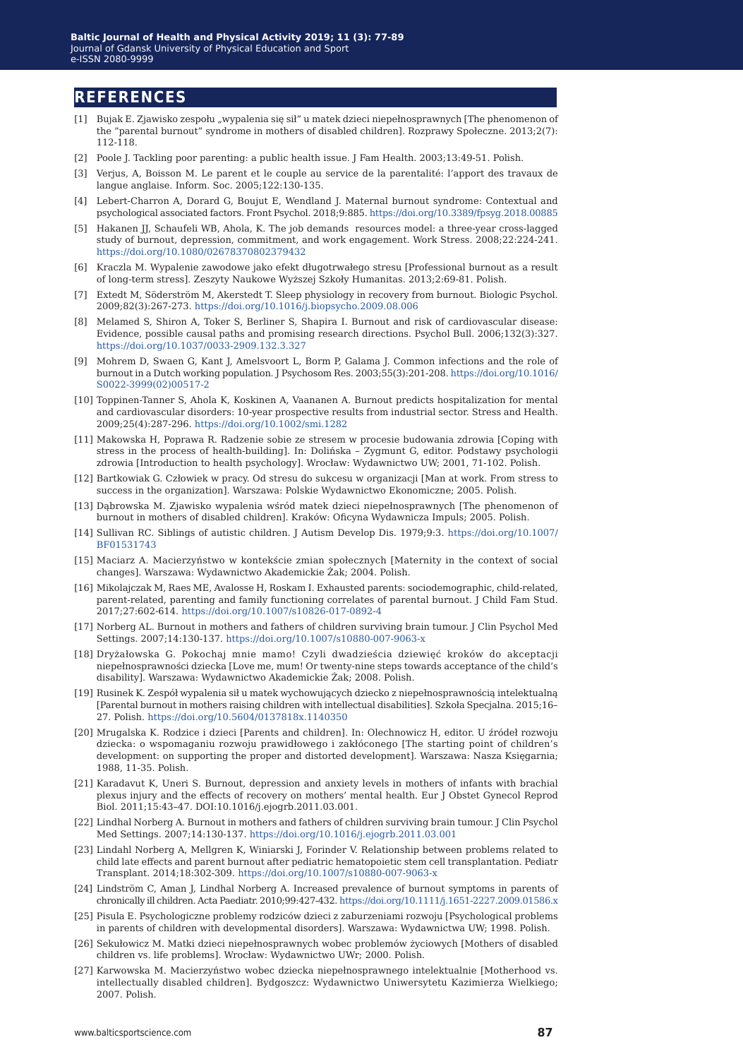## REFERENCES

[1] Bujak E. Zjawisko zespołu „wypalenia się sił" u matek dzieci niepełnosprawnych [The phenomenon of the "parental burnout" syndrome in mothers of disabled children]. Rozprawy Społeczne. 2013;2(7): 112-118.

[2] Poole J. Tackling poor parenting: a public health issue. J Fam Health. 2003;13:49-51. Polish.

[3] Verjus, A, Boisson M. Le parent et le couple au service de la parentalité: l'apport des travaux de langue anglaise. Inform. Soc. 2005;122:130-135.

[4] Lebert-Charron A, Dorard G, Boujut E, Wendland J. Maternal burnout syndrome: Contextual and psychological associated factors. Front Psychol. 2018;9:885. https://doi.org/10.3389/fpsyg.2018.00885

[5] Hakanen JJ, Schaufeli WB, Ahola, K. The job demands resources model: a three-year cross-lagged study of burnout, depression, commitment, and work engagement. Work Stress. 2008;22:224-241. https://doi.org/10.1080/02678370802379432

[6] Kraczla M. Wypalenie zawodowe jako efekt długotrwałego stresu [Professional burnout as a result of long-term stress]. Zeszyty Naukowe Wyższej Szkoły Humanitas. 2013;2:69-81. Polish.

[7] Extedt M, Söderström M, Akerstedt T. Sleep physiology in recovery from burnout. Biologic Psychol. 2009;82(3):267-273. https://doi.org/10.1016/j.biopsycho.2009.08.006

[8] Melamed S, Shiron A, Toker S, Berliner S, Shapira I. Burnout and risk of cardiovascular disease: Evidence, possible causal paths and promising research directions. Psychol Bull. 2006;132(3):327. https://doi.org/10.1037/0033-2909.132.3.327

[9] Mohrem D, Swaen G, Kant J, Amelsvoort L, Borm P, Galama J. Common infections and the role of burnout in a Dutch working population. J Psychosom Res. 2003;55(3):201-208. https://doi.org/10.1016/S0022-3999(02)00517-2

[10] Toppinen-Tanner S, Ahola K, Koskinen A, Vaananen A. Burnout predicts hospitalization for mental and cardiovascular disorders: 10-year prospective results from industrial sector. Stress and Health. 2009;25(4):287-296. https://doi.org/10.1002/smi.1282

[11] Makowska H, Poprawa R. Radzenie sobie ze stresem w procesie budowania zdrowia [Coping with stress in the process of health-building]. In: Dolińska – Zygmunt G, editor. Podstawy psychologii zdrowia [Introduction to health psychology]. Wrocław: Wydawnictwo UW; 2001, 71-102. Polish.

[12] Bartkowiak G. Człowiek w pracy. Od stresu do sukcesu w organizacji [Man at work. From stress to success in the organization]. Warszawa: Polskie Wydawnictwo Ekonomiczne; 2005. Polish.

[13] Dąbrowska M. Zjawisko wypalenia wśród matek dzieci niepełnosprawnych [The phenomenon of burnout in mothers of disabled children]. Kraków: Oficyna Wydawnicza Impuls; 2005. Polish.

[14] Sullivan RC. Siblings of autistic children. J Autism Develop Dis. 1979;9:3. https://doi.org/10.1007/BF01531743

[15] Maciarz A. Macierzyństwo w kontekście zmian społecznych [Maternity in the context of social changes]. Warszawa: Wydawnictwo Akademickie Żak; 2004. Polish.

[16] Mikolajczak M, Raes ME, Avalosse H, Roskam I. Exhausted parents: sociodemographic, child-related, parent-related, parenting and family functioning correlates of parental burnout. J Child Fam Stud. 2017;27:602-614. https://doi.org/10.1007/s10826-017-0892-4

[17] Norberg AL. Burnout in mothers and fathers of children surviving brain tumour. J Clin Psychol Med Settings. 2007;14:130-137. https://doi.org/10.1007/s10880-007-9063-x

[18] Dryżałowska G. Pokochaj mnie mamo! Czyli dwadzieścia dziewięć kroków do akceptacji niepełnosprawności dziecka [Love me, mum! Or twenty-nine steps towards acceptance of the child's disability]. Warszawa: Wydawnictwo Akademickie Żak; 2008. Polish.

[19] Rusinek K. Zespół wypalenia sił u matek wychowujących dziecko z niepełnosprawnością intelektualną [Parental burnout in mothers raising children with intellectual disabilities]. Szkoła Specjalna. 2015;16–27. Polish. https://doi.org/10.5604/0137818x.1140350

[20] Mrugalska K. Rodzice i dzieci [Parents and children]. In: Olechnowicz H, editor. U źródeł rozwoju dziecka: o wspomaganiu rozwoju prawidłowego i zakłóconego [The starting point of children's development: on supporting the proper and distorted development]. Warszawa: Nasza Księgarnia; 1988, 11-35. Polish.

[21] Karadavut K, Uneri S. Burnout, depression and anxiety levels in mothers of infants with brachial plexus injury and the effects of recovery on mothers' mental health. Eur J Obstet Gynecol Reprod Biol. 2011;15:43–47. DOI:10.1016/j.ejogrb.2011.03.001.

[22] Lindhal Norberg A. Burnout in mothers and fathers of children surviving brain tumour. J Clin Psychol Med Settings. 2007;14:130-137. https://doi.org/10.1016/j.ejogrb.2011.03.001

[23] Lindahl Norberg A, Mellgren K, Winiarski J, Forinder V. Relationship between problems related to child late effects and parent burnout after pediatric hematopoietic stem cell transplantation. Pediatr Transplant. 2014;18:302-309. https://doi.org/10.1007/s10880-007-9063-x

[24] Lindström C, Aman J, Lindhal Norberg A. Increased prevalence of burnout symptoms in parents of chronically ill children. Acta Paediatr. 2010;99:427-432. https://doi.org/10.1111/j.1651-2227.2009.01586.x

[25] Pisula E. Psychologiczne problemy rodziców dzieci z zaburzeniami rozwoju [Psychological problems in parents of children with developmental disorders]. Warszawa: Wydawnictwa UW; 1998. Polish.

[26] Sekułowicz M. Matki dzieci niepełnosprawnych wobec problemów życiowych [Mothers of disabled children vs. life problems]. Wrocław: Wydawnictwo UWr; 2000. Polish.

[27] Karwowska M. Macierzyństwo wobec dziecka niepełnosprawnego intelektualnie [Motherhood vs. intellectually disabled children]. Bydgoszcz: Wydawnictwo Uniwersytetu Kazimierza Wielkiego; 2007. Polish.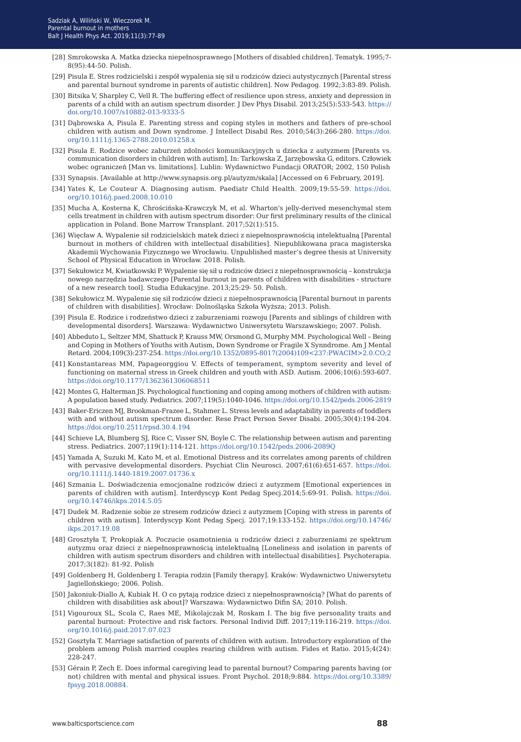[28] Smrokowska A. Matka dziecka niepełnosprawnego [Mothers of disabled children]. Tematyk. 1995;7-8(95):44-50. Polish.

[29] Pisula E. Stres rodzicielski i zespół wypalenia się sił u rodziców dzieci autystycznych [Parental stress and parental burnout syndrome in parents of autistic children]. Now Pedagog. 1992;3:83-89. Polish.

[30] Bitsika V, Sharpley C, Vell R. The buffering effect of resilience upon stress, anxiety and depression in parents of a child with an autism spectrum disorder. J Dev Phys Disabil. 2013;25(5):533-543. https://doi.org/10.1007/s10882-013-9333-5

[31] Dąbrowska A, Pisula E. Parenting stress and coping styles in mothers and fathers of pre-school children with autism and Down syndrome. J Intellect Disabil Res. 2010;54(3):266-280. https://doi.org/10.1111/j.1365-2788.2010.01258.x

[32] Pisula E. Rodzice wobec zaburzeń zdolności komunikacyjnych u dziecka z autyzmem [Parents vs. communication disorders in children with autism]. In: Tarkowska Z, Jarzębowska G, editors. Człowiek wobec ograniczeń [Man vs. limitations]. Lublin: Wydawnictwo Fundacji ORATOR; 2002, 150 Polish

[33] Synapsis. [Available at http://www.synapsis.org.pl/autyzm/skala] [Accessed on 6 February, 2019].

[34] Yates K, Le Couteur A. Diagnosing autism. Paediatr Child Health. 2009;19:55-59. https://doi.org/10.1016/j.paed.2008.10.010

[35] Mucha A, Kosterna K, Chrościńska-Krawczyk M, et al. Wharton's jelly-derived mesenchymal stem cells treatment in children with autism spectrum disorder: Our first preliminary results of the clinical application in Poland. Bone Marrow Transplant. 2017;52(1):515.

[36] Więcław A. Wypalenie sił rodzicielskich matek dzieci z niepełnosprawnością intelektualną [Parental burnout in mothers of children with intellectual disabilities]. Niepublikowana praca magisterska Akademii Wychowania Fizycznego we Wrocławiu. Unpublished master's degree thesis at University School of Physical Education in Wrocław. 2018. Polish.

[37] Sekułowicz M, Kwiatkowski P. Wypalenie się sił u rodziców dzieci z niepełnosprawnością – konstrukcja nowego narzędzia badawczego [Parental burnout in parents of children with disabilities - structure of a new research tool]. Studia Edukacyjne. 2013;25:29- 50. Polish.

[38] Sekułowicz M. Wypalenie się sił rodziców dzieci z niepełnosprawnością [Parental burnout in parents of children with disabilities]. Wrocław: Dolnośląska Szkoła Wyższa; 2013. Polish.

[39] Pisula E. Rodzice i rodzeństwo dzieci z zaburzeniami rozwoju [Parents and siblings of children with developmental disorders]. Warszawa: Wydawnictwo Uniwersytetu Warszawskiego; 2007. Polish.

[40] Abbeduto L, Seltzer MM, Shattuck P, Krauss MW, Orsmond G, Murphy MM. Psychological Well – Being and Coping in Mothers of Youths with Autism, Down Syndrome or Fragile X Synndrome. Am J Mental Retard. 2004;109(3):237-254. https://doi.org/10.1352/0895-8017(2004)109<237:PWACIM>2.0.CO;2

[41] Konstantareas MM, Papageorggiou V. Effects of temperament, symptom severity and level of functioning on maternal stress in Greek children and youth with ASD. Autism. 2006;10(6):593-607. https://doi.org/10.1177/1362361306068511

[42] Montes G, Halterman JS. Psychological functioning and coping among mothers of children with autism: A population based study. Pediatrics. 2007;119(5):1040-1046. https://doi.org/10.1542/peds.2006-2819

[43] Baker-Ericzen MJ, Brookman-Frazee L, Stahmer L. Stress levels and adaptability in parents of toddlers with and without autism spectrum disorder. Rese Pract Person Sever Disabi. 2005;30(4):194-204. https://doi.org/10.2511/rpsd.30.4.194

[44] Schieve LA, Blumberg SJ, Rice C, Visser SN, Boyle C. The relationship between autism and parenting stress. Pediatrics. 2007;119(1):114-121. https://doi.org/10.1542/peds.2006-2089Q

[45] Yamada A, Suzuki M, Kato M, et al. Emotional Distress and its correlates among parents of children with pervasive developmental disorders. Psychiat Clin Neurosci. 2007;61(6):651-657. https://doi.org/10.1111/j.1440-1819.2007.01736.x

[46] Szmania L. Doświadczenia emocjonalne rodziców dzieci z autyzmem [Emotional experiences in parents of children with autism]. Interdyscyp Kont Pedag Specj.2014;5:69-91. Polish. https://doi.org/10.14746/ikps.2014.5.05

[47] Dudek M. Radzenie sobie ze stresem rodziców dzieci z autyzmem [Coping with stress in parents of children with autism]. Interdyscyp Kont Pedag Specj. 2017;19:133-152. https://doi.org/10.14746/ikps.2017.19.08

[48] Grosztyła T, Prokopiak A. Poczucie osamotnienia u rodziców dzieci z zaburzeniami ze spektrum autyzmu oraz dzieci z niepełnosprawnością intelektualną [Loneliness and isolation in parents of children with autism spectrum disorders and children with intellectual disabilities]. Psychoterapia. 2017;3(182): 81-92. Polish

[49] Goldenberg H, Goldenberg I. Terapia rodzin [Family therapy]. Kraków: Wydawnictwo Uniwersytetu Jagiellońskiego; 2006. Polish.

[50] Jakoniuk-Diallo A, Kubiak H. O co pytają rodzice dzieci z niepełnosprawnością? [What do parents of children with disabilities ask about]? Warszawa: Wydawnictwo Difin SA; 2010. Polish.

[51] Vigouroux SL, Scola C, Raes ME, Mikolajczak M, Roskam I. The big five personality traits and parental burnout: Protective and risk factors. Personal Individ Diff. 2017;119:116-219. https://doi.org/10.1016/j.paid.2017.07.023

[52] Gosztyła T. Marriage satisfaction of parents of children with autism. Introductory exploration of the problem among Polish married couples rearing children with autism. Fides et Ratio. 2015;4(24): 228-247.

[53] Gérain P, Zech E. Does informal caregiving lead to parental burnout? Comparing parents having (or not) children with mental and physical issues. Front Psychol. 2018;9:884. https://doi.org/10.3389/fpsyg.2018.00884.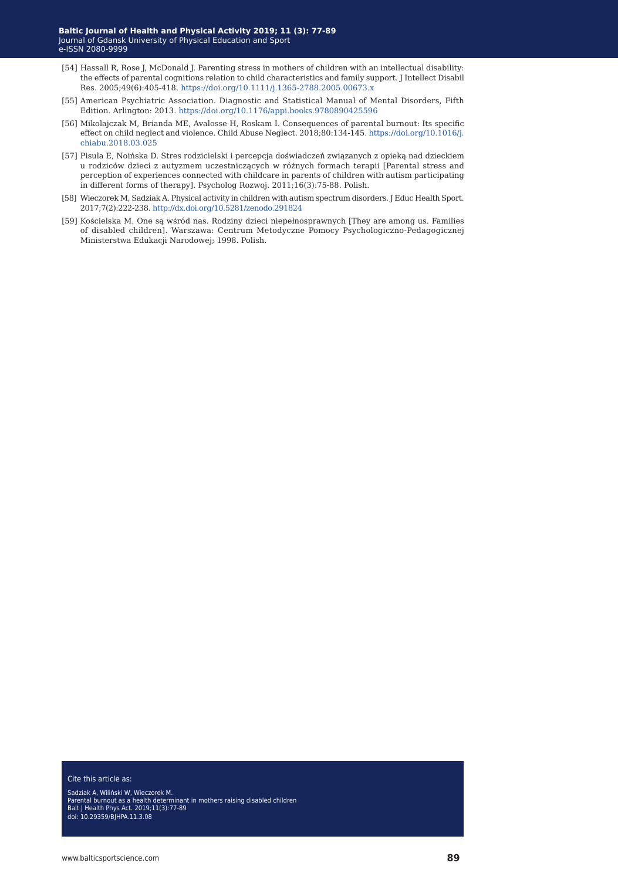[54] Hassall R, Rose J, McDonald J. Parenting stress in mothers of children with an intellectual disability: the effects of parental cognitions relation to child characteristics and family support. J Intellect Disabil Res. 2005;49(6):405-418. https://doi.org/10.1111/j.1365-2788.2005.00673.x

[55] American Psychiatric Association. Diagnostic and Statistical Manual of Mental Disorders, Fifth Edition. Arlington: 2013. https://doi.org/10.1176/appi.books.9780890425596

[56] Mikolajczak M, Brianda ME, Avalosse H, Roskam I. Consequences of parental burnout: Its specific effect on child neglect and violence. Child Abuse Neglect. 2018;80:134-145. https://doi.org/10.1016/j.chiabu.2018.03.025

[57] Pisula E, Noińska D. Stres rodzicielski i percepcja doświadczeń związanych z opieką nad dzieckiem u rodziców dzieci z autyzmem uczestniczących w różnych formach terapii [Parental stress and perception of experiences connected with childcare in parents of children with autism participating in different forms of therapy]. Psycholog Rozwoj. 2011;16(3):75-88. Polish.

[58] Wieczorek M, Sadziak A. Physical activity in children with autism spectrum disorders. J Educ Health Sport. 2017;7(2):222-238. http://dx.doi.org/10.5281/zenodo.291824

[59] Kościelska M. One są wśród nas. Rodziny dzieci niepełnosprawnych [They are among us. Families of disabled children]. Warszawa: Centrum Metodyczne Pomocy Psychologiczno-Pedagogicznej Ministerstwa Edukacji Narodowej; 1998. Polish.

Cite this article as:

Sadziak A, Wiliński W, Wieczorek M.
Parental burnout as a health determinant in mothers raising disabled children
Balt J Health Phys Act. 2019;11(3):77-89
doi: 10.29359/BJHPA.11.3.08